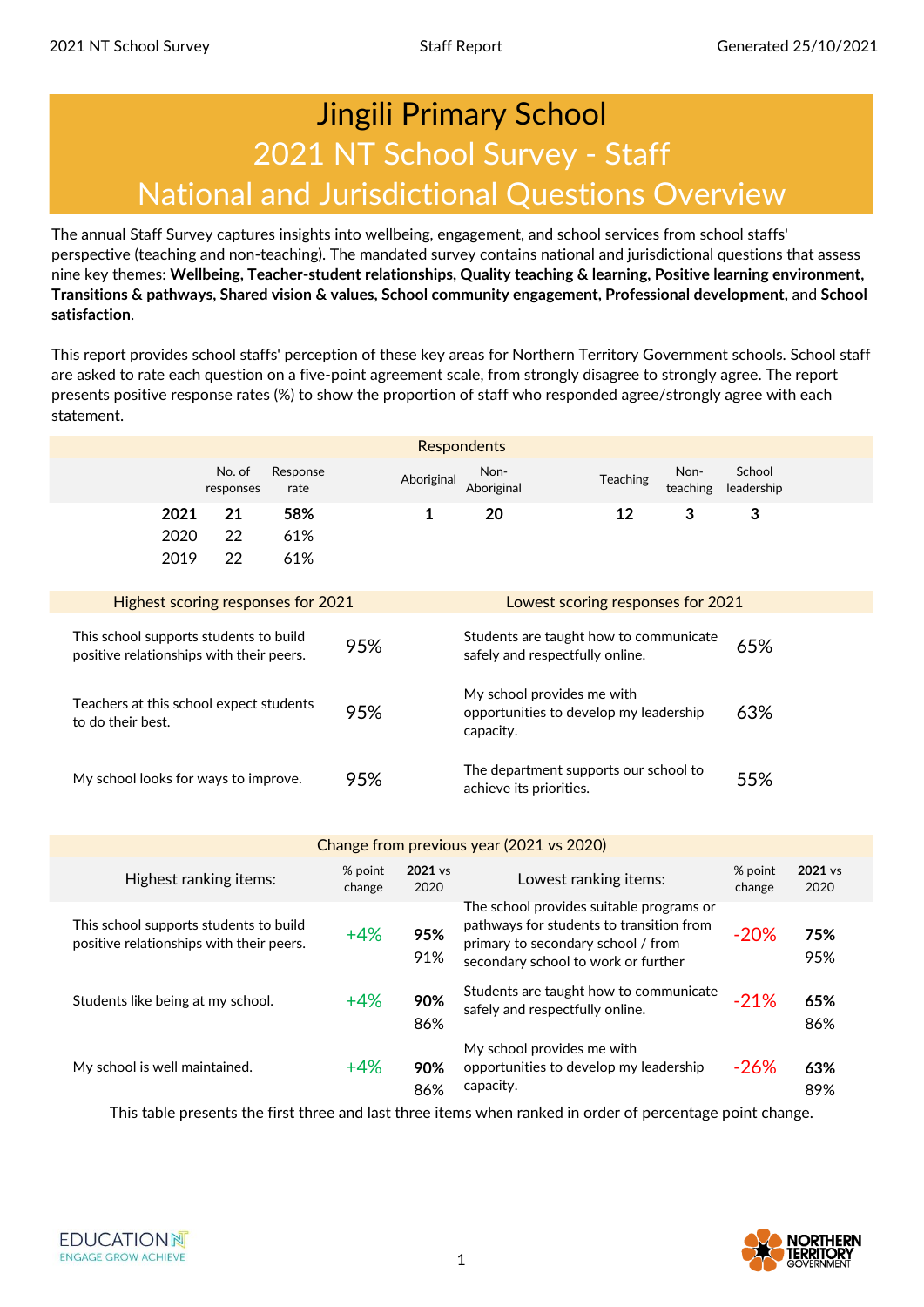# Jingili Primary School
## 2021 NT School Survey - Staff
## National and Jurisdictional Questions Overview

The annual Staff Survey captures insights into wellbeing, engagement, and school services from school staffs' perspective (teaching and non-teaching). The mandated survey contains national and jurisdictional questions that assess nine key themes: **Wellbeing, Teacher-student relationships, Quality teaching & learning, Positive learning environment, Transitions & pathways, Shared vision & values, School community engagement, Professional development,** and **School satisfaction**.

This report provides school staffs' perception of these key areas for Northern Territory Government schools. School staff are asked to rate each question on a five-point agreement scale, from strongly disagree to strongly agree. The report presents positive response rates (%) to show the proportion of staff who responded agree/strongly agree with each statement.

### Respondents

| | No. of responses | Response rate | Aboriginal | Non-Aboriginal | Teaching | Non-teaching | School leadership |
|---|---|---|---|---|---|---|---|
| **2021** | **21** | **58%** | **1** | **20** | **12** | **3** | **3** |
| 2020 | 22 | 61% | | | | | |
| 2019 | 22 | 61% | | | | | |

| Highest scoring responses for 2021 | | Lowest scoring responses for 2021 | |
|---|---|---|---|
| This school supports students to build positive relationships with their peers. | 95% | Students are taught how to communicate safely and respectfully online. | 65% |
| Teachers at this school expect students to do their best. | 95% | My school provides me with opportunities to develop my leadership capacity. | 63% |
| My school looks for ways to improve. | 95% | The department supports our school to achieve its priorities. | 55% |

### Change from previous year (2021 vs 2020)

| Highest ranking items: | % point change | **2021** vs 2020 | Lowest ranking items: | % point change | **2021** vs 2020 |
|---|---|---|---|---|---|
| This school supports students to build positive relationships with their peers. | +4% | **95%** 91% | The school provides suitable programs or pathways for students to transition from primary to secondary school / from secondary school to work or further | -20% | **75%** 95% |
| Students like being at my school. | +4% | **90%** 86% | Students are taught how to communicate safely and respectfully online. | -21% | **65%** 86% |
| My school is well maintained. | +4% | **90%** 86% | My school provides me with opportunities to develop my leadership capacity. | -26% | **63%** 89% |

This table presents the first three and last three items when ranked in order of percentage point change.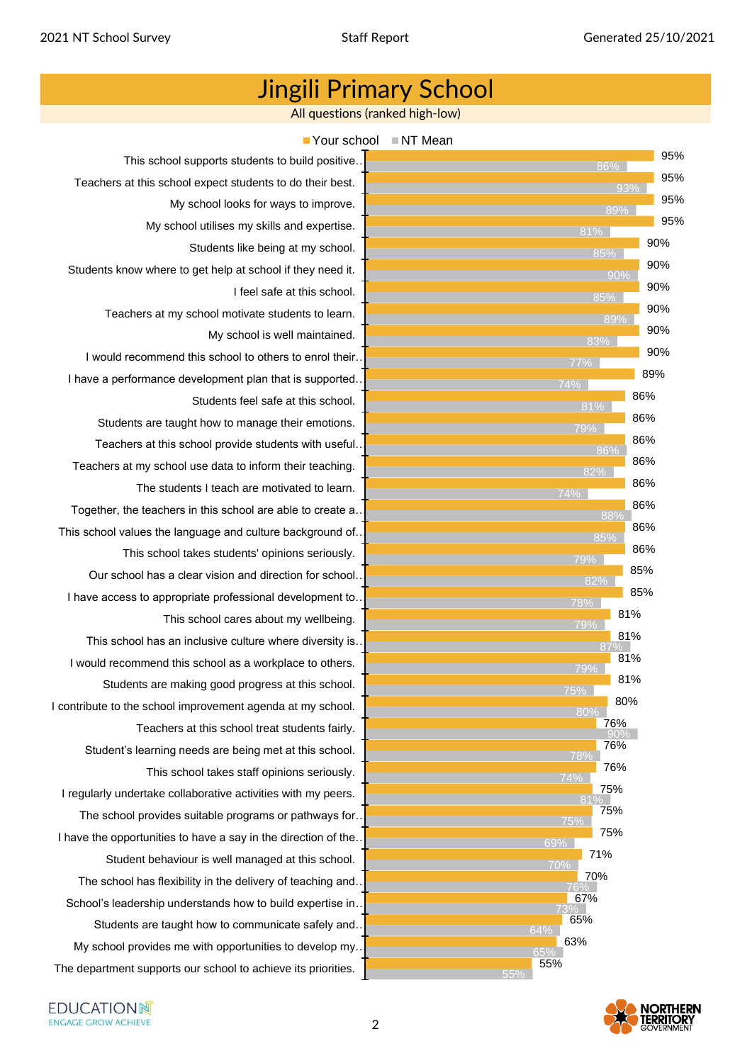# Jingili Primary School

All questions (ranked high-low)

| Question | Your school | NT Mean |
|---|---|---|
| This school supports students to build positive.. | 95% | 86% |
| Teachers at this school expect students to do their best. | 95% | 93% |
| My school looks for ways to improve. | 95% | 89% |
| My school utilises my skills and expertise. | 95% | 81% |
| Students like being at my school. | 90% | 85% |
| Students know where to get help at school if they need it. | 90% | 90% |
| I feel safe at this school. | 90% | 85% |
| Teachers at my school motivate students to learn. | 90% | 89% |
| My school is well maintained. | 90% | 83% |
| I would recommend this school to others to enrol their.. | 90% | 77% |
| I have a performance development plan that is supported.. | 89% | 74% |
| Students feel safe at this school. | 86% | 81% |
| Students are taught how to manage their emotions. | 86% | 79% |
| Teachers at this school provide students with useful.. | 86% | 86% |
| Teachers at my school use data to inform their teaching. | 86% | 82% |
| The students I teach are motivated to learn. | 86% | 74% |
| Together, the teachers in this school are able to create a.. | 86% | 88% |
| This school values the language and culture background of.. | 86% | 85% |
| This school takes students' opinions seriously. | 86% | 79% |
| Our school has a clear vision and direction for school.. | 85% | 82% |
| I have access to appropriate professional development to.. | 85% | 78% |
| This school cares about my wellbeing. | 81% | 79% |
| This school has an inclusive culture where diversity is.. | 81% | 87% |
| I would recommend this school as a workplace to others. | 81% | 79% |
| Students are making good progress at this school. | 81% | 75% |
| I contribute to the school improvement agenda at my school. | 80% | 80% |
| Teachers at this school treat students fairly. | 76% | 90% |
| Student's learning needs are being met at this school. | 76% | 78% |
| This school takes staff opinions seriously. | 76% | 74% |
| I regularly undertake collaborative activities with my peers. | 75% | 81% |
| The school provides suitable programs or pathways for.. | 75% | 75% |
| I have the opportunities to have a say in the direction of the.. | 75% | 69% |
| Student behaviour is well managed at this school. | 71% | 70% |
| The school has flexibility in the delivery of teaching and.. | 70% | 76% |
| School's leadership understands how to build expertise in.. | 67% | 73% |
| Students are taught how to communicate safely and.. | 65% | 64% |
| My school provides me with opportunities to develop my.. | 63% | 65% |
| The department supports our school to achieve its priorities. | 55% | 55% |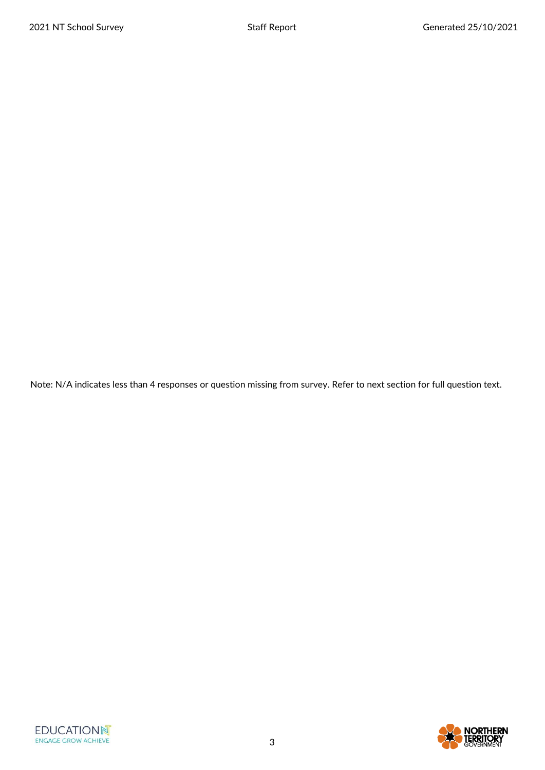Note: N/A indicates less than 4 responses or question missing from survey. Refer to next section for full question text.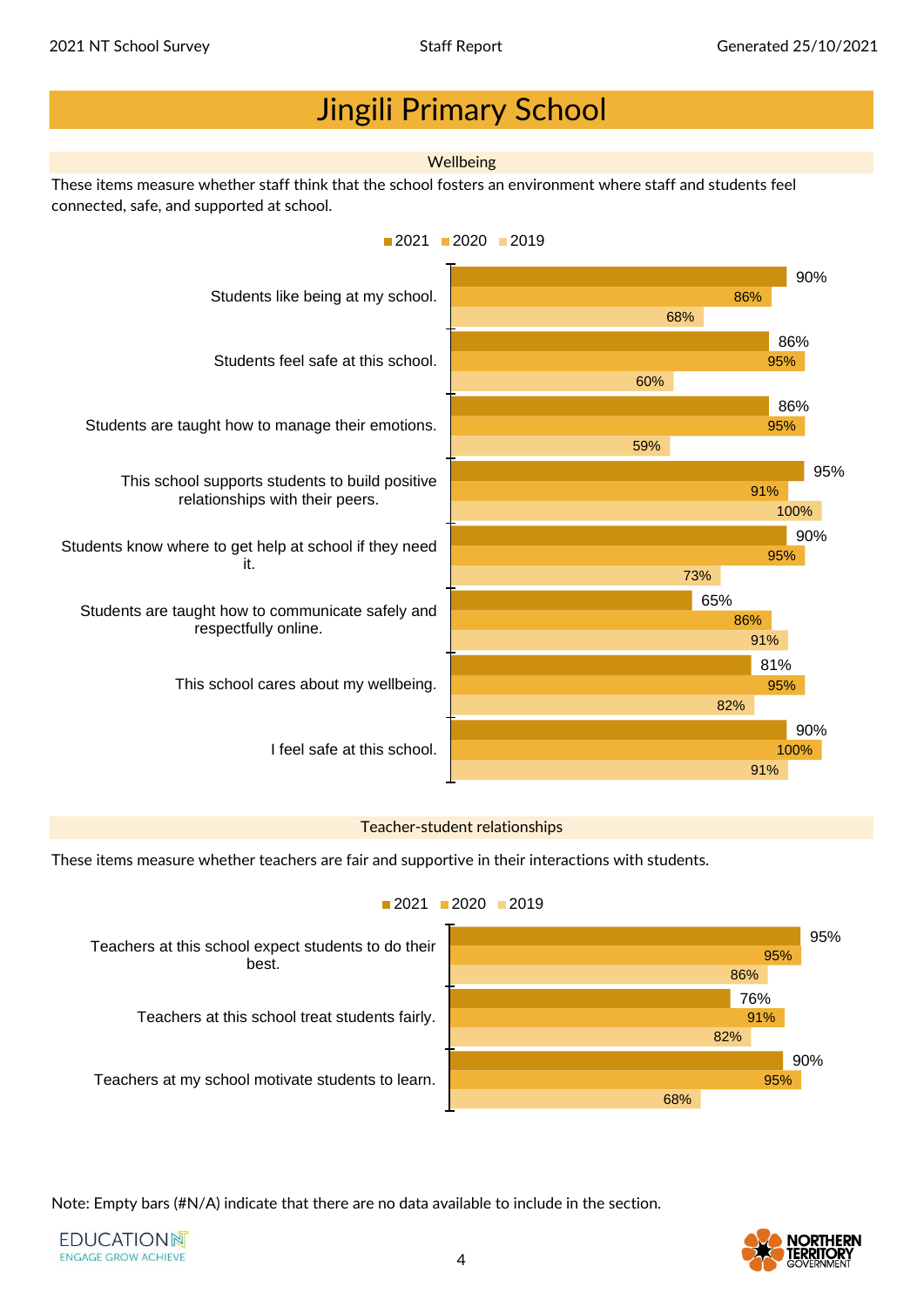# Jingili Primary School

## Wellbeing

These items measure whether staff think that the school fosters an environment where staff and students feel connected, safe, and supported at school.

| Item | 2021 | 2020 | 2019 |
|---|---|---|---|
| Students like being at my school. | 90% | 86% | 68% |
| Students feel safe at this school. | 86% | 95% | 60% |
| Students are taught how to manage their emotions. | 86% | 95% | 59% |
| This school supports students to build positive relationships with their peers. | 95% | 91% | 100% |
| Students know where to get help at school if they need it. | 90% | 95% | 73% |
| Students are taught how to communicate safely and respectfully online. | 65% | 86% | 91% |
| This school cares about my wellbeing. | 81% | 95% | 82% |
| I feel safe at this school. | 90% | 100% | 91% |

## Teacher-student relationships

These items measure whether teachers are fair and supportive in their interactions with students.

| Item | 2021 | 2020 | 2019 |
|---|---|---|---|
| Teachers at this school expect students to do their best. | 95% | 95% | 86% |
| Teachers at this school treat students fairly. | 76% | 91% | 82% |
| Teachers at my school motivate students to learn. | 90% | 95% | 68% |

Note: Empty bars (#N/A) indicate that there are no data available to include in the section.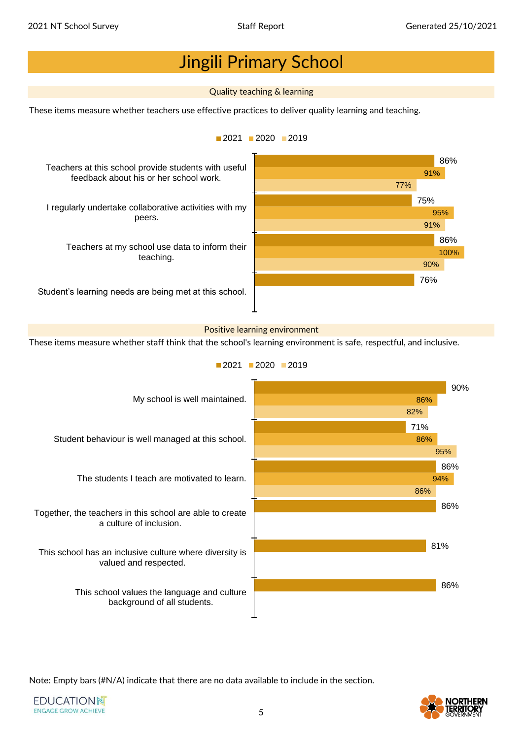# Jingili Primary School

## Quality teaching & learning

These items measure whether teachers use effective practices to deliver quality learning and teaching.

| Item | 2021 | 2020 | 2019 |
|---|---|---|---|
| Teachers at this school provide students with useful feedback about his or her school work. | 86% | 91% | 77% |
| I regularly undertake collaborative activities with my peers. | 75% | 95% | 91% |
| Teachers at my school use data to inform their teaching. | 86% | 100% | 90% |
| Student's learning needs are being met at this school. | 76% | | |

## Positive learning environment

These items measure whether staff think that the school's learning environment is safe, respectful, and inclusive.

| Item | 2021 | 2020 | 2019 |
|---|---|---|---|
| My school is well maintained. | 90% | 86% | 82% |
| Student behaviour is well managed at this school. | 71% | 86% | 95% |
| The students I teach are motivated to learn. | 86% | 94% | 86% |
| Together, the teachers in this school are able to create a culture of inclusion. | 86% | | |
| This school has an inclusive culture where diversity is valued and respected. | 81% | | |
| This school values the language and culture background of all students. | 86% | | |

Note: Empty bars (#N/A) indicate that there are no data available to include in the section.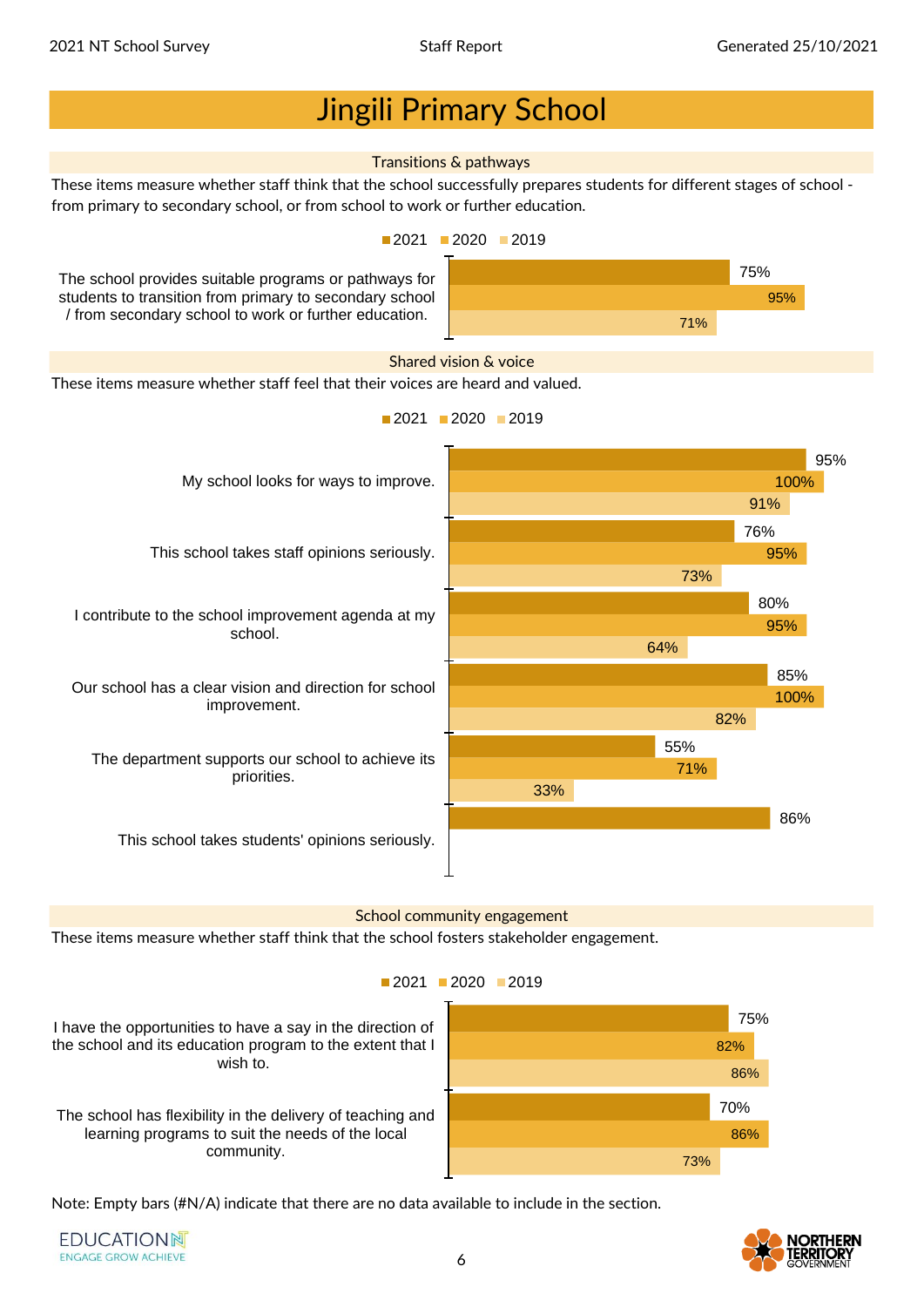# Jingili Primary School

## Transitions & pathways

These items measure whether staff think that the school successfully prepares students for different stages of school - from primary to secondary school, or from school to work or further education.

| Item | 2021 | 2020 | 2019 |
|---|---|---|---|
| The school provides suitable programs or pathways for students to transition from primary to secondary school / from secondary school to work or further education. | 75% | 95% | 71% |

## Shared vision & voice

These items measure whether staff feel that their voices are heard and valued.

| Item | 2021 | 2020 | 2019 |
|---|---|---|---|
| My school looks for ways to improve. | 95% | 100% | 91% |
| This school takes staff opinions seriously. | 76% | 95% | 73% |
| I contribute to the school improvement agenda at my school. | 80% | 95% | 64% |
| Our school has a clear vision and direction for school improvement. | 85% | 100% | 82% |
| The department supports our school to achieve its priorities. | 55% | 71% | 33% |
| This school takes students' opinions seriously. | 86% | | |

## School community engagement

These items measure whether staff think that the school fosters stakeholder engagement.

| Item | 2021 | 2020 | 2019 |
|---|---|---|---|
| I have the opportunities to have a say in the direction of the school and its education program to the extent that I wish to. | 75% | 82% | 86% |
| The school has flexibility in the delivery of teaching and learning programs to suit the needs of the local community. | 70% | 86% | 73% |

Note: Empty bars (#N/A) indicate that there are no data available to include in the section.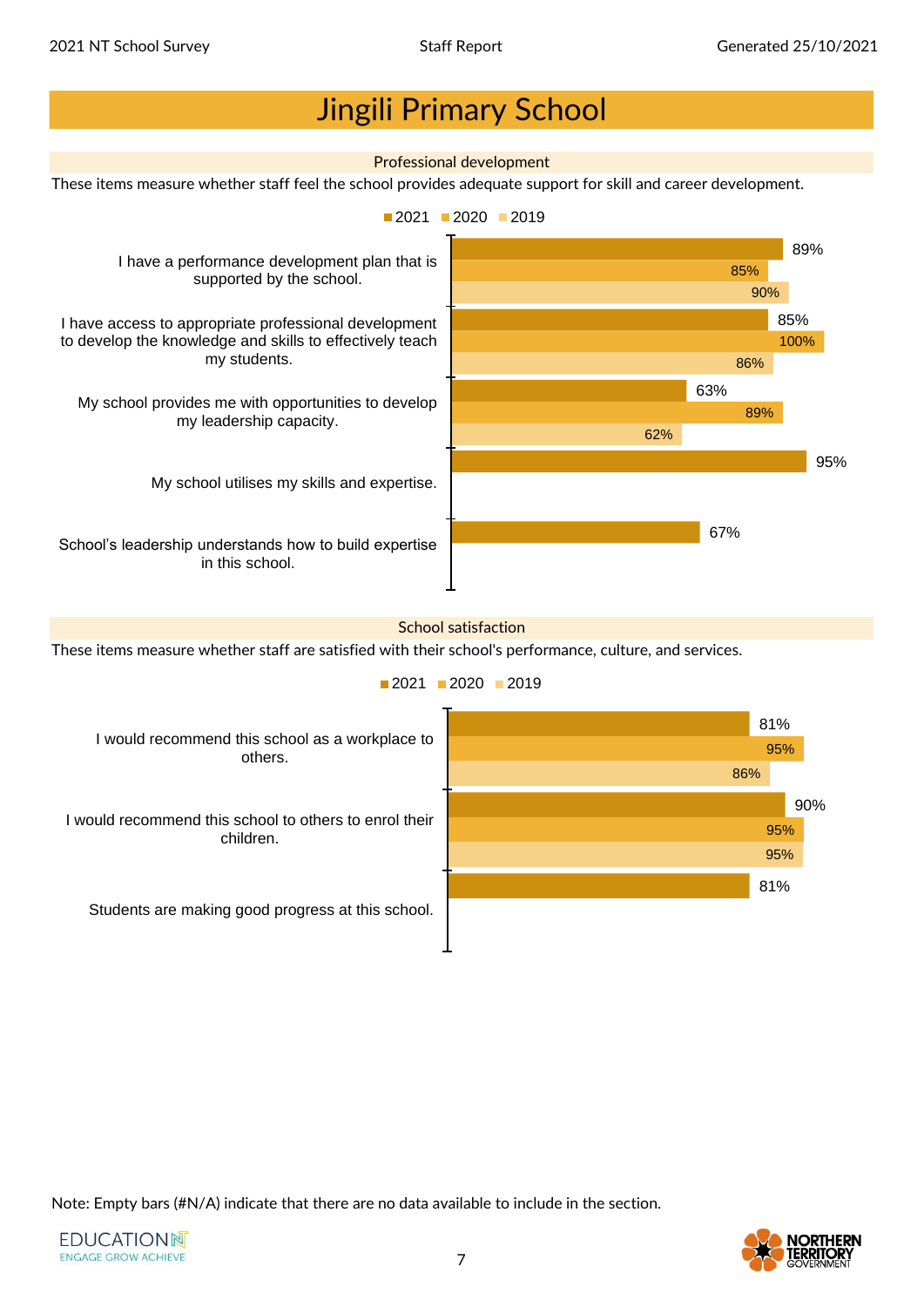# Jingili Primary School

## Professional development

These items measure whether staff feel the school provides adequate support for skill and career development.

| Item | 2021 | 2020 | 2019 |
|---|---|---|---|
| I have a performance development plan that is supported by the school. | 89% | 85% | 90% |
| I have access to appropriate professional development to develop the knowledge and skills to effectively teach my students. | 85% | 100% | 86% |
| My school provides me with opportunities to develop my leadership capacity. | 63% | 89% | 62% |
| My school utilises my skills and expertise. | 95% | | |
| School's leadership understands how to build expertise in this school. | 67% | | |

## School satisfaction

These items measure whether staff are satisfied with their school's performance, culture, and services.

| Item | 2021 | 2020 | 2019 |
|---|---|---|---|
| I would recommend this school as a workplace to others. | 81% | 95% | 86% |
| I would recommend this school to others to enrol their children. | 90% | 95% | 95% |
| Students are making good progress at this school. | 81% | | |

Note: Empty bars (#N/A) indicate that there are no data available to include in the section.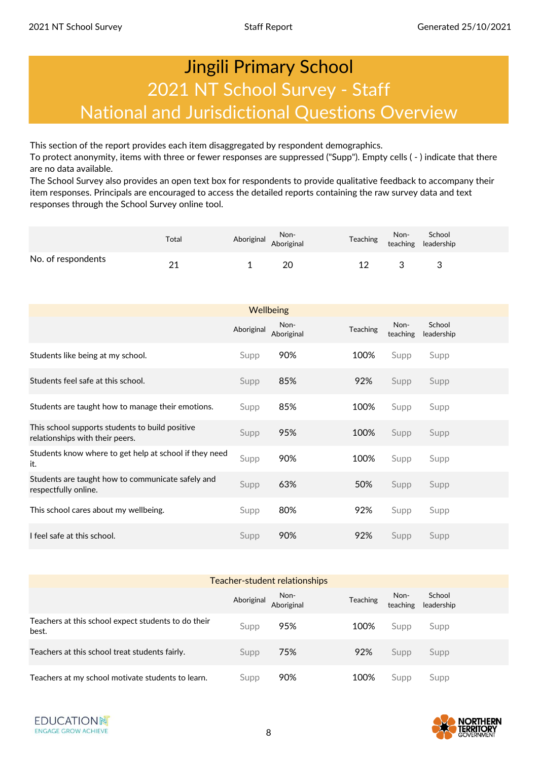# Jingili Primary School

## 2021 NT School Survey - Staff

## National and Jurisdictional Questions Overview

This section of the report provides each item disaggregated by respondent demographics.
To protect anonymity, items with three or fewer responses are suppressed ("Supp"). Empty cells ( - ) indicate that there are no data available.
The School Survey also provides an open text box for respondents to provide qualitative feedback to accompany their item responses. Principals are encouraged to access the detailed reports containing the raw survey data and text responses through the School Survey online tool.

| | Total | Aboriginal | Non-Aboriginal | Teaching | Non-teaching | School leadership |
|---|---|---|---|---|---|---|
| No. of respondents | 21 | 1 | 20 | 12 | 3 | 3 |

| Wellbeing | Aboriginal | Non-Aboriginal | Teaching | Non-teaching | School leadership |
|---|---|---|---|---|---|
| Students like being at my school. | Supp | 90% | 100% | Supp | Supp |
| Students feel safe at this school. | Supp | 85% | 92% | Supp | Supp |
| Students are taught how to manage their emotions. | Supp | 85% | 100% | Supp | Supp |
| This school supports students to build positive relationships with their peers. | Supp | 95% | 100% | Supp | Supp |
| Students know where to get help at school if they need it. | Supp | 90% | 100% | Supp | Supp |
| Students are taught how to communicate safely and respectfully online. | Supp | 63% | 50% | Supp | Supp |
| This school cares about my wellbeing. | Supp | 80% | 92% | Supp | Supp |
| I feel safe at this school. | Supp | 90% | 92% | Supp | Supp |

| Teacher-student relationships | Aboriginal | Non-Aboriginal | Teaching | Non-teaching | School leadership |
|---|---|---|---|---|---|
| Teachers at this school expect students to do their best. | Supp | 95% | 100% | Supp | Supp |
| Teachers at this school treat students fairly. | Supp | 75% | 92% | Supp | Supp |
| Teachers at my school motivate students to learn. | Supp | 90% | 100% | Supp | Supp |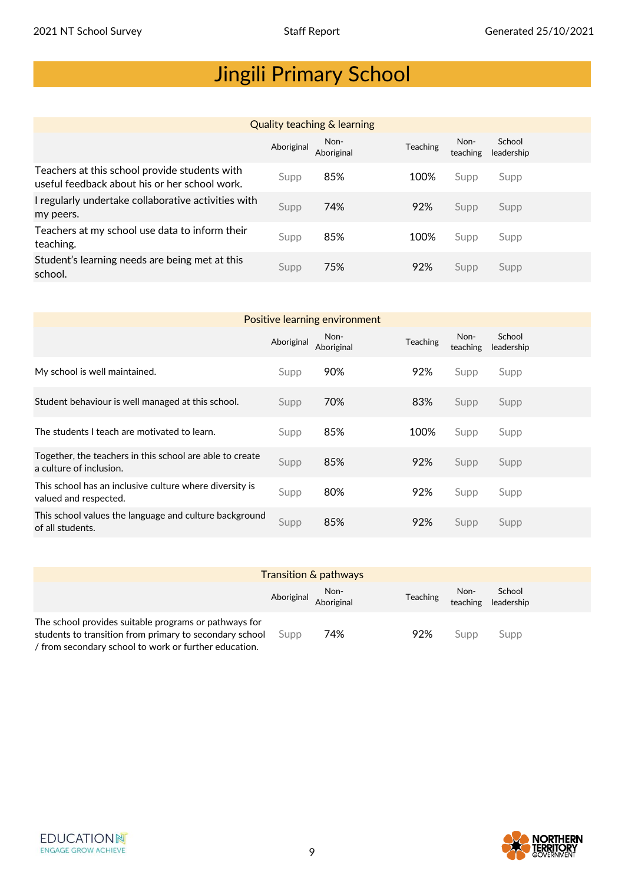# Jingili Primary School

| Quality teaching & learning | | | | | |
|---|---|---|---|---|---|
| | Aboriginal | Non-Aboriginal | Teaching | Non-teaching | School leadership |
| Teachers at this school provide students with useful feedback about his or her school work. | Supp | 85% | 100% | Supp | Supp |
| I regularly undertake collaborative activities with my peers. | Supp | 74% | 92% | Supp | Supp |
| Teachers at my school use data to inform their teaching. | Supp | 85% | 100% | Supp | Supp |
| Student's learning needs are being met at this school. | Supp | 75% | 92% | Supp | Supp |

| Positive learning environment | | | | | |
|---|---|---|---|---|---|
| | Aboriginal | Non-Aboriginal | Teaching | Non-teaching | School leadership |
| My school is well maintained. | Supp | 90% | 92% | Supp | Supp |
| Student behaviour is well managed at this school. | Supp | 70% | 83% | Supp | Supp |
| The students I teach are motivated to learn. | Supp | 85% | 100% | Supp | Supp |
| Together, the teachers in this school are able to create a culture of inclusion. | Supp | 85% | 92% | Supp | Supp |
| This school has an inclusive culture where diversity is valued and respected. | Supp | 80% | 92% | Supp | Supp |
| This school values the language and culture background of all students. | Supp | 85% | 92% | Supp | Supp |

| Transition & pathways | | | | | |
|---|---|---|---|---|---|
| | Aboriginal | Non-Aboriginal | Teaching | Non-teaching | School leadership |
| The school provides suitable programs or pathways for students to transition from primary to secondary school / from secondary school to work or further education. | Supp | 74% | 92% | Supp | Supp |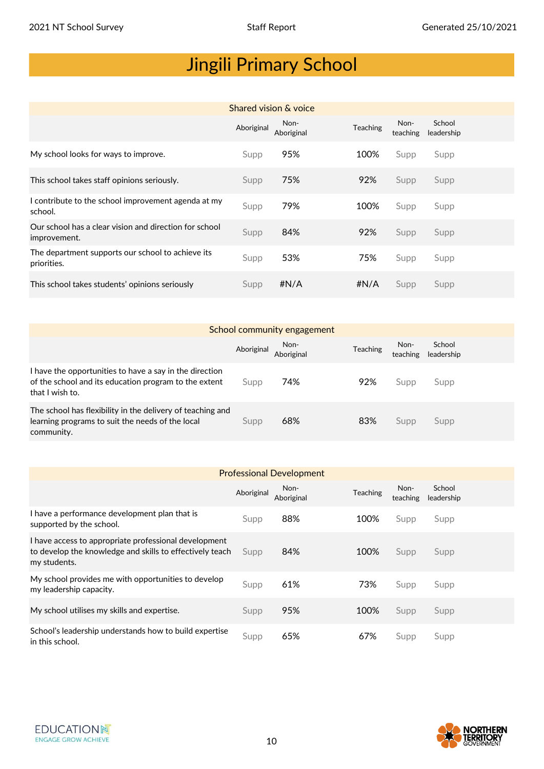# Jingili Primary School

| Shared vision & voice | Aboriginal | Non-Aboriginal | Teaching | Non-teaching | School leadership |
|---|---|---|---|---|---|
| My school looks for ways to improve. | Supp | 95% | 100% | Supp | Supp |
| This school takes staff opinions seriously. | Supp | 75% | 92% | Supp | Supp |
| I contribute to the school improvement agenda at my school. | Supp | 79% | 100% | Supp | Supp |
| Our school has a clear vision and direction for school improvement. | Supp | 84% | 92% | Supp | Supp |
| The department supports our school to achieve its priorities. | Supp | 53% | 75% | Supp | Supp |
| This school takes students' opinions seriously | Supp | #N/A | #N/A | Supp | Supp |

| School community engagement | Aboriginal | Non-Aboriginal | Teaching | Non-teaching | School leadership |
|---|---|---|---|---|---|
| I have the opportunities to have a say in the direction of the school and its education program to the extent that I wish to. | Supp | 74% | 92% | Supp | Supp |
| The school has flexibility in the delivery of teaching and learning programs to suit the needs of the local community. | Supp | 68% | 83% | Supp | Supp |

| Professional Development | Aboriginal | Non-Aboriginal | Teaching | Non-teaching | School leadership |
|---|---|---|---|---|---|
| I have a performance development plan that is supported by the school. | Supp | 88% | 100% | Supp | Supp |
| I have access to appropriate professional development to develop the knowledge and skills to effectively teach my students. | Supp | 84% | 100% | Supp | Supp |
| My school provides me with opportunities to develop my leadership capacity. | Supp | 61% | 73% | Supp | Supp |
| My school utilises my skills and expertise. | Supp | 95% | 100% | Supp | Supp |
| School's leadership understands how to build expertise in this school. | Supp | 65% | 67% | Supp | Supp |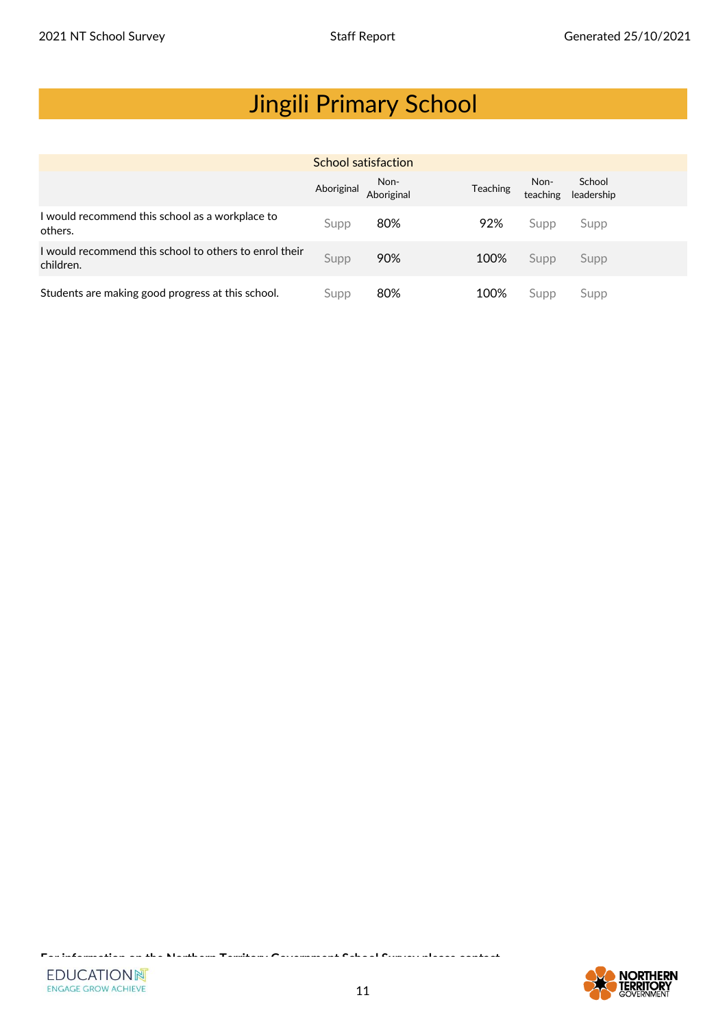# Jingili Primary School

| School satisfaction | | | | | |
|---|---|---|---|---|---|
| | Aboriginal | Non-Aboriginal | Teaching | Non-teaching | School leadership |
| I would recommend this school as a workplace to others. | Supp | 80% | 92% | Supp | Supp |
| I would recommend this school to others to enrol their children. | Supp | 90% | 100% | Supp | Supp |
| Students are making good progress at this school. | Supp | 80% | 100% | Supp | Supp |

For information on the Northern Territory Government School Survey please contact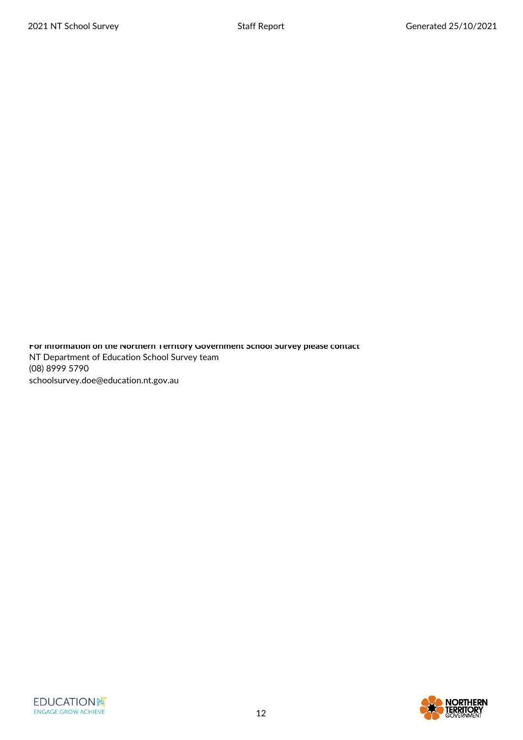**For information on the Northern Territory Government School Survey please contact**
NT Department of Education School Survey team
(08) 8999 5790
schoolsurvey.doe@education.nt.gov.au